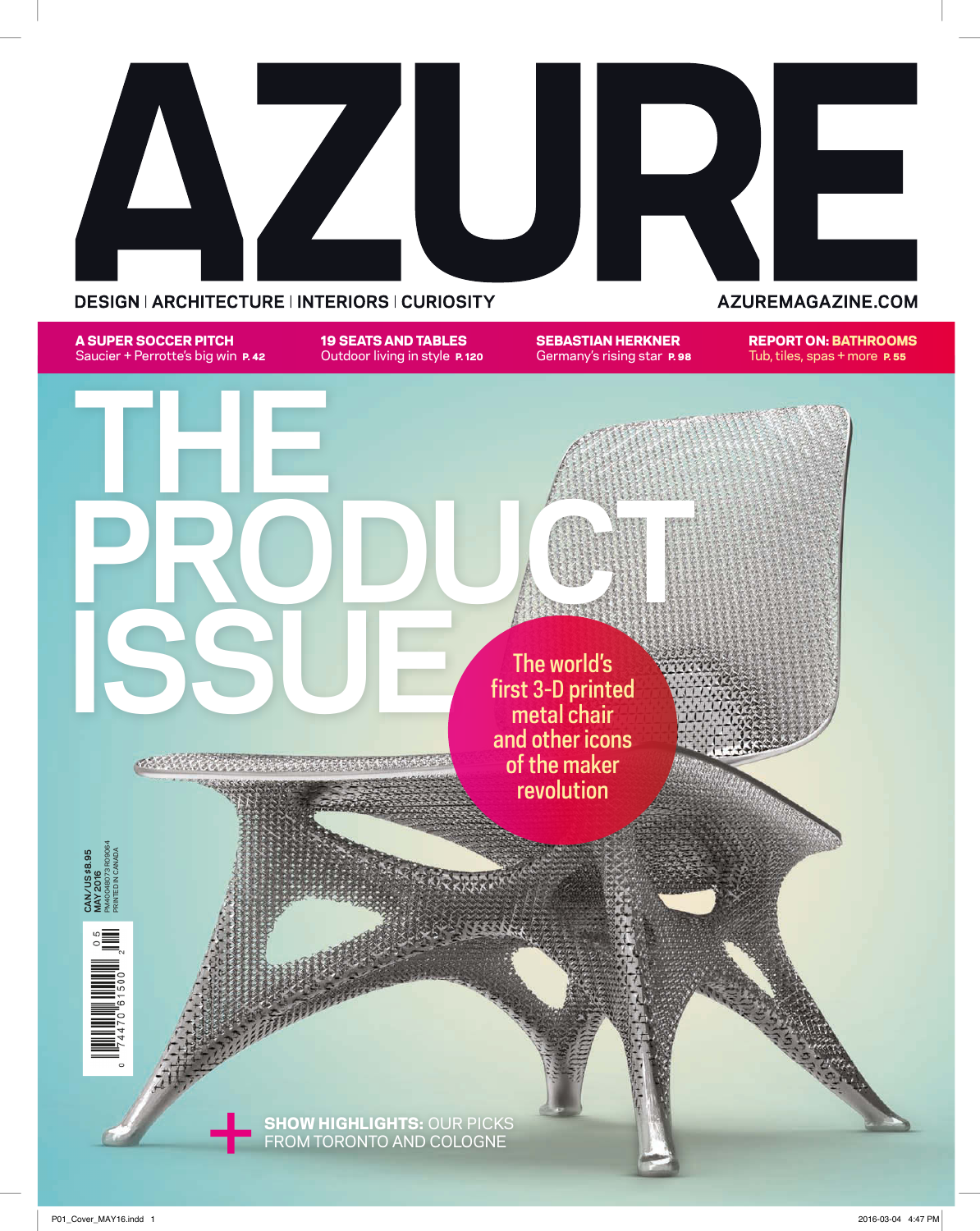# AZURE

DESIGN | ARCHITECTURE | INTERIORS | CURIOSITY

AZUREMAGAZINE.COM

**A SUPER SOCCER PITCH**
Saucier + Perrotte's big win **P. 42**

**19 SEATS AND TABLES**
Outdoor living in style **P. 120**

**SEBASTIAN HERKNER**
Germany's rising star **P. 98**

**REPORT ON: BATHROOMS**
Tub, tiles, spas + more **P. 55**

# THE PRODUCT ISSUE

The world's first 3-D printed metal chair and other icons of the maker revolution

CAN/US $8.95
MAY 2016
PM40048073 R09064
PRINTED IN CANADA

+ **SHOW HIGHLIGHTS:** OUR PICKS FROM TORONTO AND COLOGNE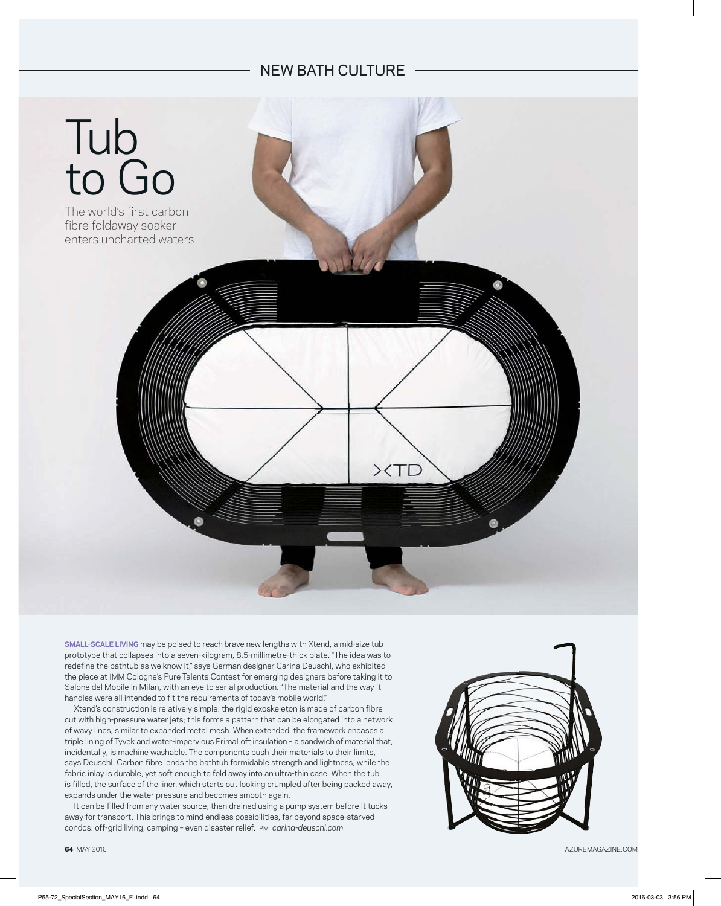NEW BATH CULTURE

# Tub to Go

The world's first carbon fibre foldaway soaker enters uncharted waters

**SMALL-SCALE LIVING** may be poised to reach brave new lengths with Xtend, a mid-size tub prototype that collapses into a seven-kilogram, 8.5-millimetre-thick plate. "The idea was to redefine the bathtub as we know it," says German designer Carina Deuschl, who exhibited the piece at IMM Cologne's Pure Talents Contest for emerging designers before taking it to Salone del Mobile in Milan, with an eye to serial production. "The material and the way it handles were all intended to fit the requirements of today's mobile world."

Xtend's construction is relatively simple: the rigid exoskeleton is made of carbon fibre cut with high-pressure water jets; this forms a pattern that can be elongated into a network of wavy lines, similar to expanded metal mesh. When extended, the framework encases a triple lining of Tyvek and water-impervious PrimaLoft insulation – a sandwich of material that, incidentally, is machine washable. The components push their materials to their limits, says Deuschl. Carbon fibre lends the bathtub formidable strength and lightness, while the fabric inlay is durable, yet soft enough to fold away into an ultra-thin case. When the tub is filled, the surface of the liner, which starts out looking crumpled after being packed away, expands under the water pressure and becomes smooth again.

It can be filled from any water source, then drained using a pump system before it tucks away for transport. This brings to mind endless possibilities, far beyond space-starved condos: off-grid living, camping – even disaster relief. PM *carina-deuschl.com*